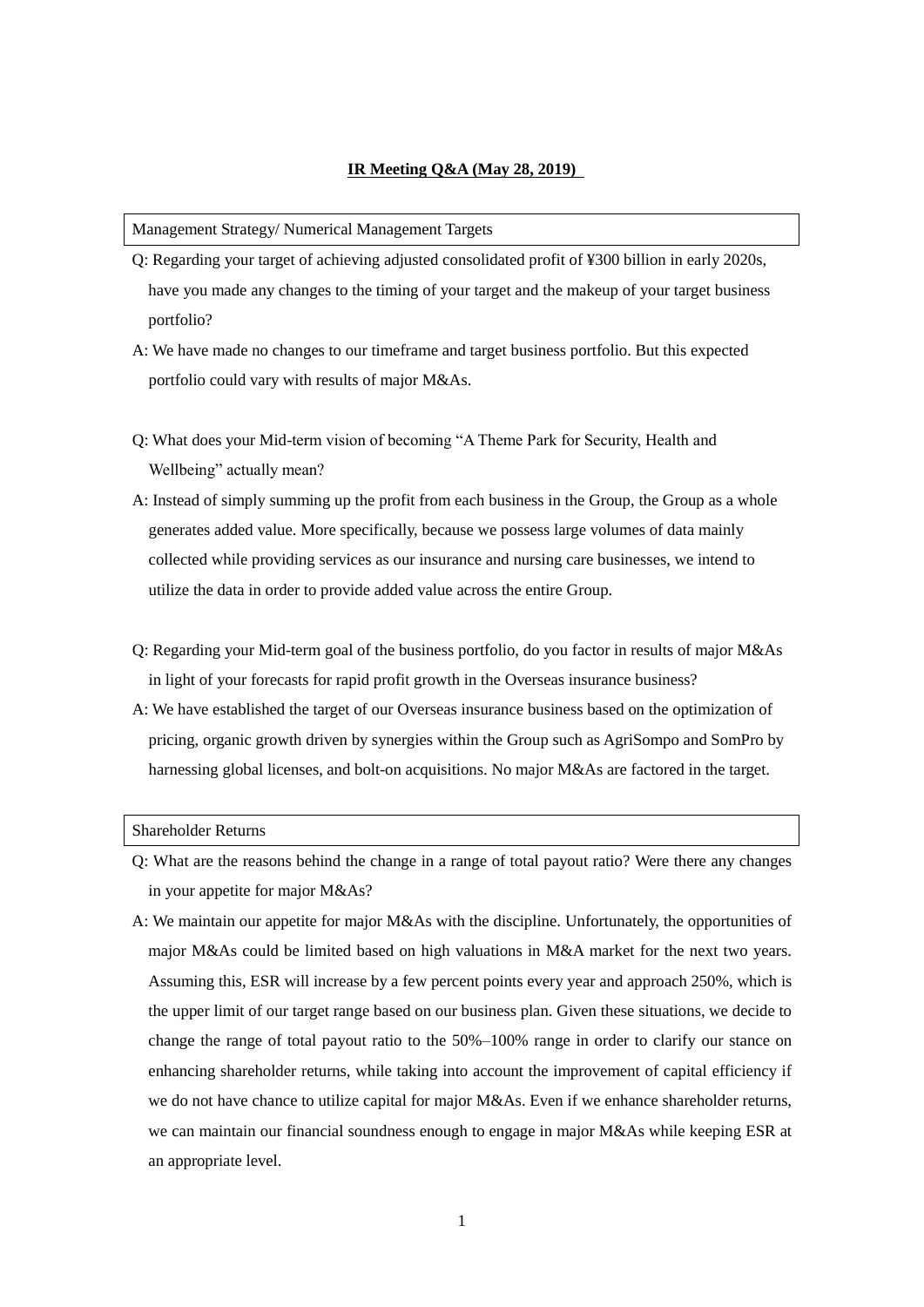# IR Meeting Q&A (May 28, 2019)

## Management Strategy/ Numerical Management Targets

Q: Regarding your target of achieving adjusted consolidated profit of ¥300 billion in early 2020s, have you made any changes to the timing of your target and the makeup of your target business portfolio?

A: We have made no changes to our timeframe and target business portfolio. But this expected portfolio could vary with results of major M&As.

Q: What does your Mid-term vision of becoming "A Theme Park for Security, Health and Wellbeing" actually mean?

A: Instead of simply summing up the profit from each business in the Group, the Group as a whole generates added value. More specifically, because we possess large volumes of data mainly collected while providing services as our insurance and nursing care businesses, we intend to utilize the data in order to provide added value across the entire Group.

Q: Regarding your Mid-term goal of the business portfolio, do you factor in results of major M&As in light of your forecasts for rapid profit growth in the Overseas insurance business?

A: We have established the target of our Overseas insurance business based on the optimization of pricing, organic growth driven by synergies within the Group such as AgriSompo and SomPro by harnessing global licenses, and bolt-on acquisitions. No major M&As are factored in the target.

## Shareholder Returns

Q: What are the reasons behind the change in a range of total payout ratio? Were there any changes in your appetite for major M&As?

A: We maintain our appetite for major M&As with the discipline. Unfortunately, the opportunities of major M&As could be limited based on high valuations in M&A market for the next two years. Assuming this, ESR will increase by a few percent points every year and approach 250%, which is the upper limit of our target range based on our business plan. Given these situations, we decide to change the range of total payout ratio to the 50%–100% range in order to clarify our stance on enhancing shareholder returns, while taking into account the improvement of capital efficiency if we do not have chance to utilize capital for major M&As. Even if we enhance shareholder returns, we can maintain our financial soundness enough to engage in major M&As while keeping ESR at an appropriate level.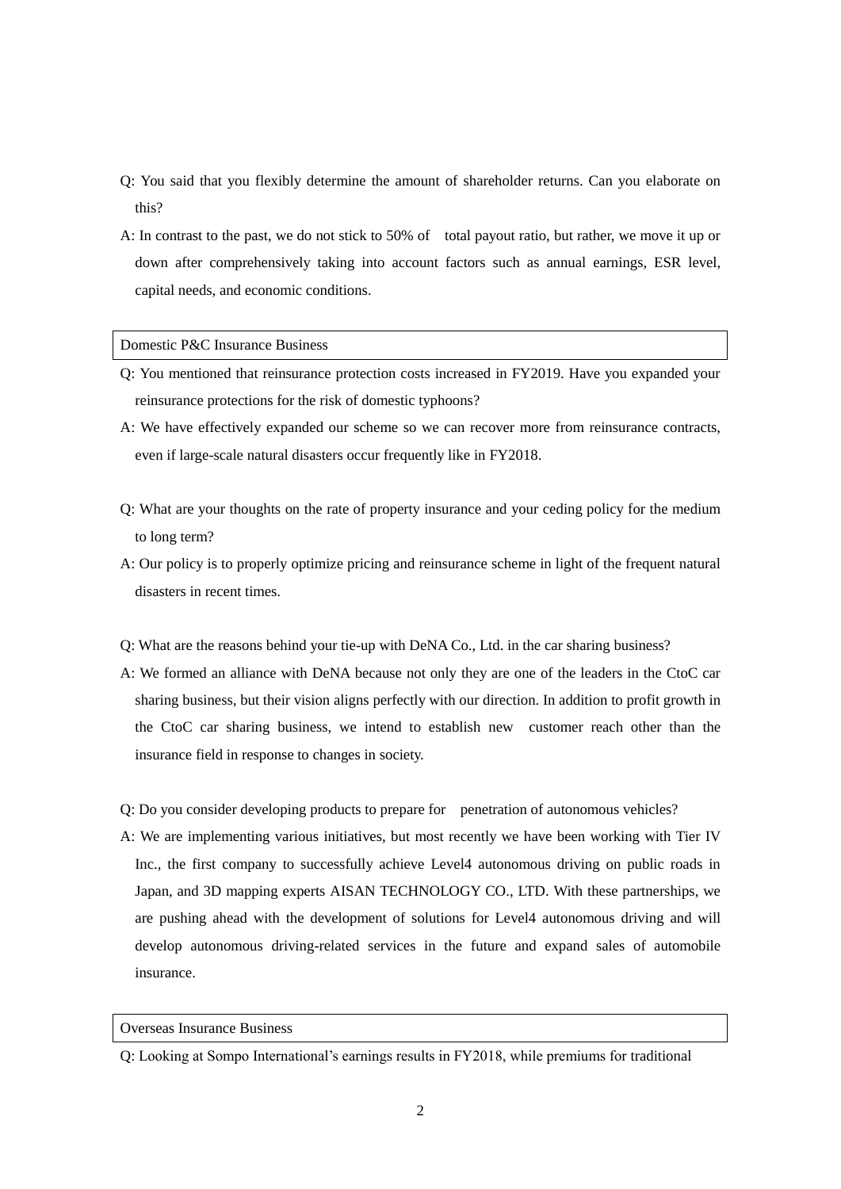Q: You said that you flexibly determine the amount of shareholder returns. Can you elaborate on this?

A: In contrast to the past, we do not stick to 50% of total payout ratio, but rather, we move it up or down after comprehensively taking into account factors such as annual earnings, ESR level, capital needs, and economic conditions.

## Domestic P&C Insurance Business

Q: You mentioned that reinsurance protection costs increased in FY2019. Have you expanded your reinsurance protections for the risk of domestic typhoons?

A: We have effectively expanded our scheme so we can recover more from reinsurance contracts, even if large-scale natural disasters occur frequently like in FY2018.

Q: What are your thoughts on the rate of property insurance and your ceding policy for the medium to long term?

A: Our policy is to properly optimize pricing and reinsurance scheme in light of the frequent natural disasters in recent times.

Q: What are the reasons behind your tie-up with DeNA Co., Ltd. in the car sharing business?

A: We formed an alliance with DeNA because not only they are one of the leaders in the CtoC car sharing business, but their vision aligns perfectly with our direction. In addition to profit growth in the CtoC car sharing business, we intend to establish new customer reach other than the insurance field in response to changes in society.

Q: Do you consider developing products to prepare for penetration of autonomous vehicles?

A: We are implementing various initiatives, but most recently we have been working with Tier IV Inc., the first company to successfully achieve Level4 autonomous driving on public roads in Japan, and 3D mapping experts AISAN TECHNOLOGY CO., LTD. With these partnerships, we are pushing ahead with the development of solutions for Level4 autonomous driving and will develop autonomous driving-related services in the future and expand sales of automobile insurance.

## Overseas Insurance Business

Q: Looking at Sompo International's earnings results in FY2018, while premiums for traditional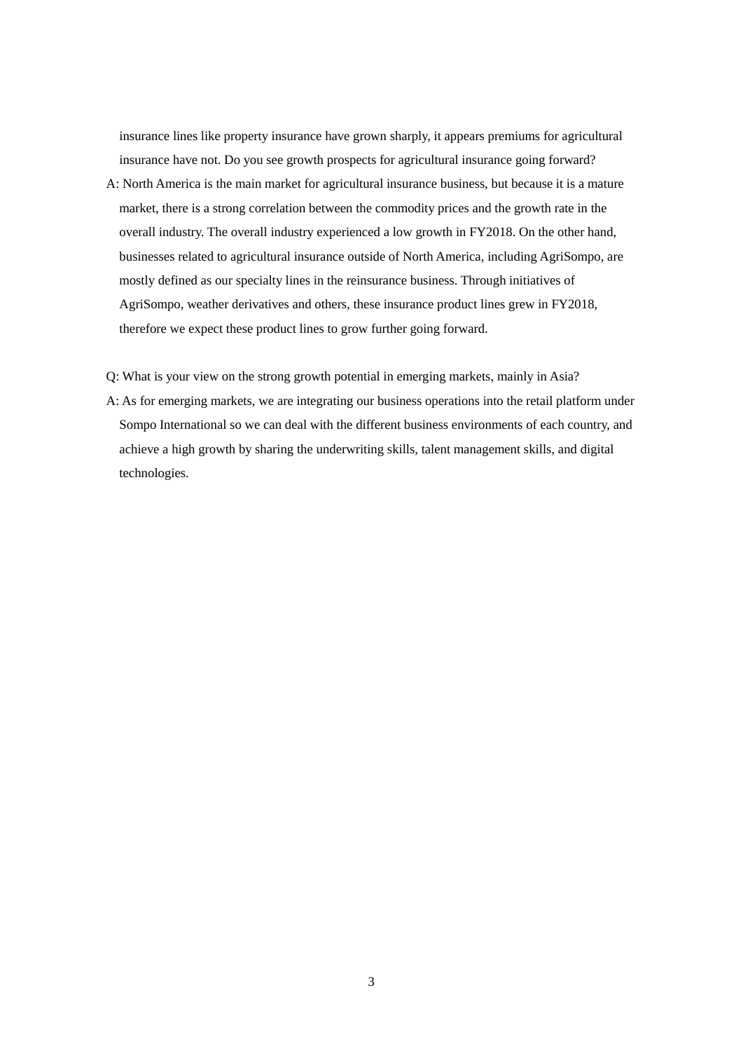insurance lines like property insurance have grown sharply, it appears premiums for agricultural insurance have not. Do you see growth prospects for agricultural insurance going forward?

A: North America is the main market for agricultural insurance business, but because it is a mature market, there is a strong correlation between the commodity prices and the growth rate in the overall industry. The overall industry experienced a low growth in FY2018. On the other hand, businesses related to agricultural insurance outside of North America, including AgriSompo, are mostly defined as our specialty lines in the reinsurance business. Through initiatives of AgriSompo, weather derivatives and others, these insurance product lines grew in FY2018, therefore we expect these product lines to grow further going forward.

Q: What is your view on the strong growth potential in emerging markets, mainly in Asia?

A: As for emerging markets, we are integrating our business operations into the retail platform under Sompo International so we can deal with the different business environments of each country, and achieve a high growth by sharing the underwriting skills, talent management skills, and digital technologies.